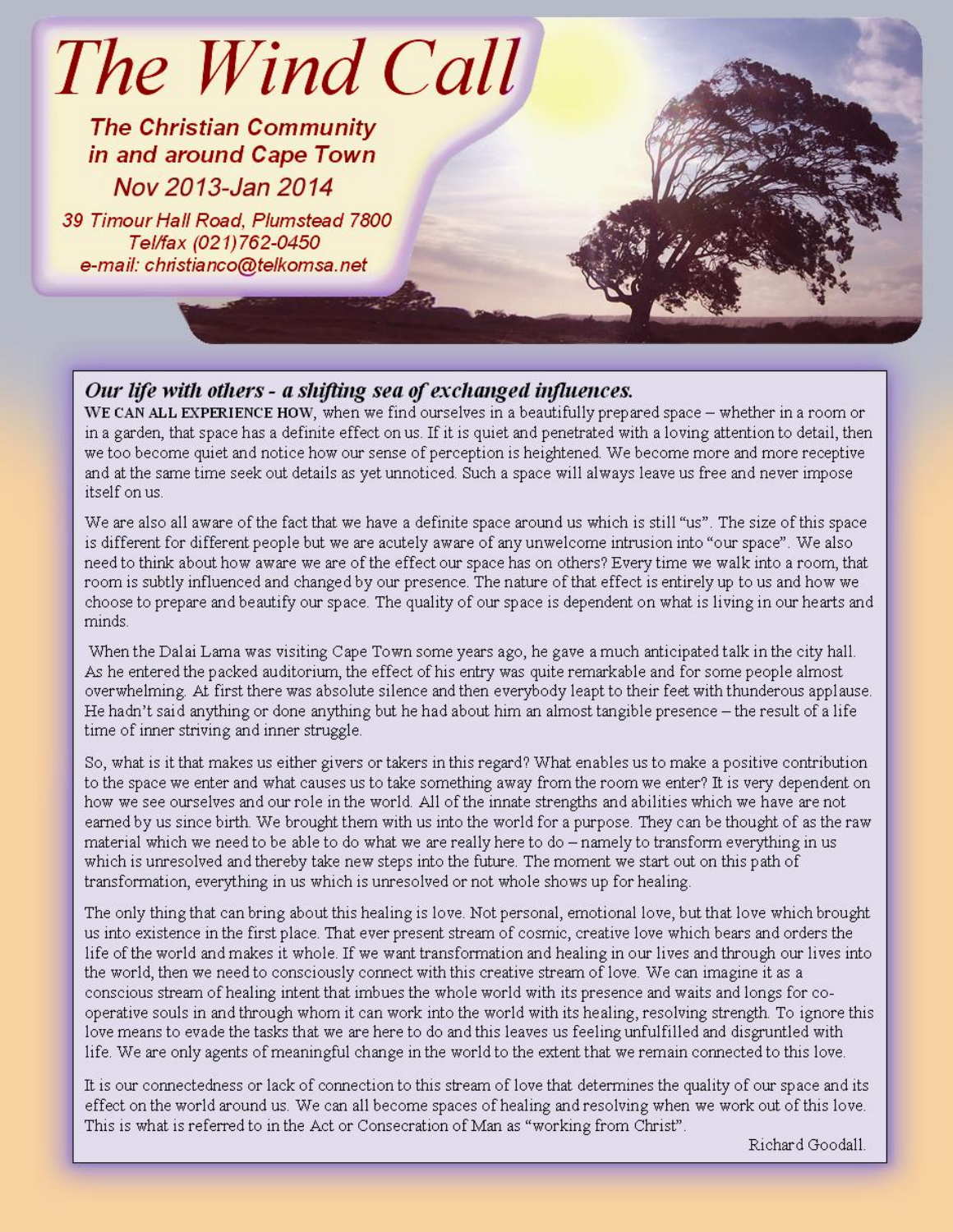# The Wind Call

**The Christian Community in and around Cape Town**

**Nov 2013-Jan 2014**

*39 Timour Hall Road, Plumstead 7800*
*Tel/fax (021)762-0450*
*e-mail: christianco@telkomsa.net*

## *Our life with others - a shifting sea of exchanged influences.*

WE CAN ALL EXPERIENCE HOW, when we find ourselves in a beautifully prepared space – whether in a room or in a garden, that space has a definite effect on us. If it is quiet and penetrated with a loving attention to detail, then we too become quiet and notice how our sense of perception is heightened. We become more and more receptive and at the same time seek out details as yet unnoticed. Such a space will always leave us free and never impose itself on us.

We are also all aware of the fact that we have a definite space around us which is still "us". The size of this space is different for different people but we are acutely aware of any unwelcome intrusion into "our space". We also need to think about how aware we are of the effect our space has on others? Every time we walk into a room, that room is subtly influenced and changed by our presence. The nature of that effect is entirely up to us and how we choose to prepare and beautify our space. The quality of our space is dependent on what is living in our hearts and minds.

When the Dalai Lama was visiting Cape Town some years ago, he gave a much anticipated talk in the city hall. As he entered the packed auditorium, the effect of his entry was quite remarkable and for some people almost overwhelming. At first there was absolute silence and then everybody leapt to their feet with thunderous applause. He hadn't said anything or done anything but he had about him an almost tangible presence – the result of a life time of inner striving and inner struggle.

So, what is it that makes us either givers or takers in this regard? What enables us to make a positive contribution to the space we enter and what causes us to take something away from the room we enter? It is very dependent on how we see ourselves and our role in the world. All of the innate strengths and abilities which we have are not earned by us since birth. We brought them with us into the world for a purpose. They can be thought of as the raw material which we need to be able to do what we are really here to do – namely to transform everything in us which is unresolved and thereby take new steps into the future. The moment we start out on this path of transformation, everything in us which is unresolved or not whole shows up for healing.

The only thing that can bring about this healing is love. Not personal, emotional love, but that love which brought us into existence in the first place. That ever present stream of cosmic, creative love which bears and orders the life of the world and makes it whole. If we want transformation and healing in our lives and through our lives into the world, then we need to consciously connect with this creative stream of love. We can imagine it as a conscious stream of healing intent that imbues the whole world with its presence and waits and longs for co-operative souls in and through whom it can work into the world with its healing, resolving strength. To ignore this love means to evade the tasks that we are here to do and this leaves us feeling unfulfilled and disgruntled with life. We are only agents of meaningful change in the world to the extent that we remain connected to this love.

It is our connectedness or lack of connection to this stream of love that determines the quality of our space and its effect on the world around us. We can all become spaces of healing and resolving when we work out of this love. This is what is referred to in the Act or Consecration of Man as "working from Christ".

Richard Goodall.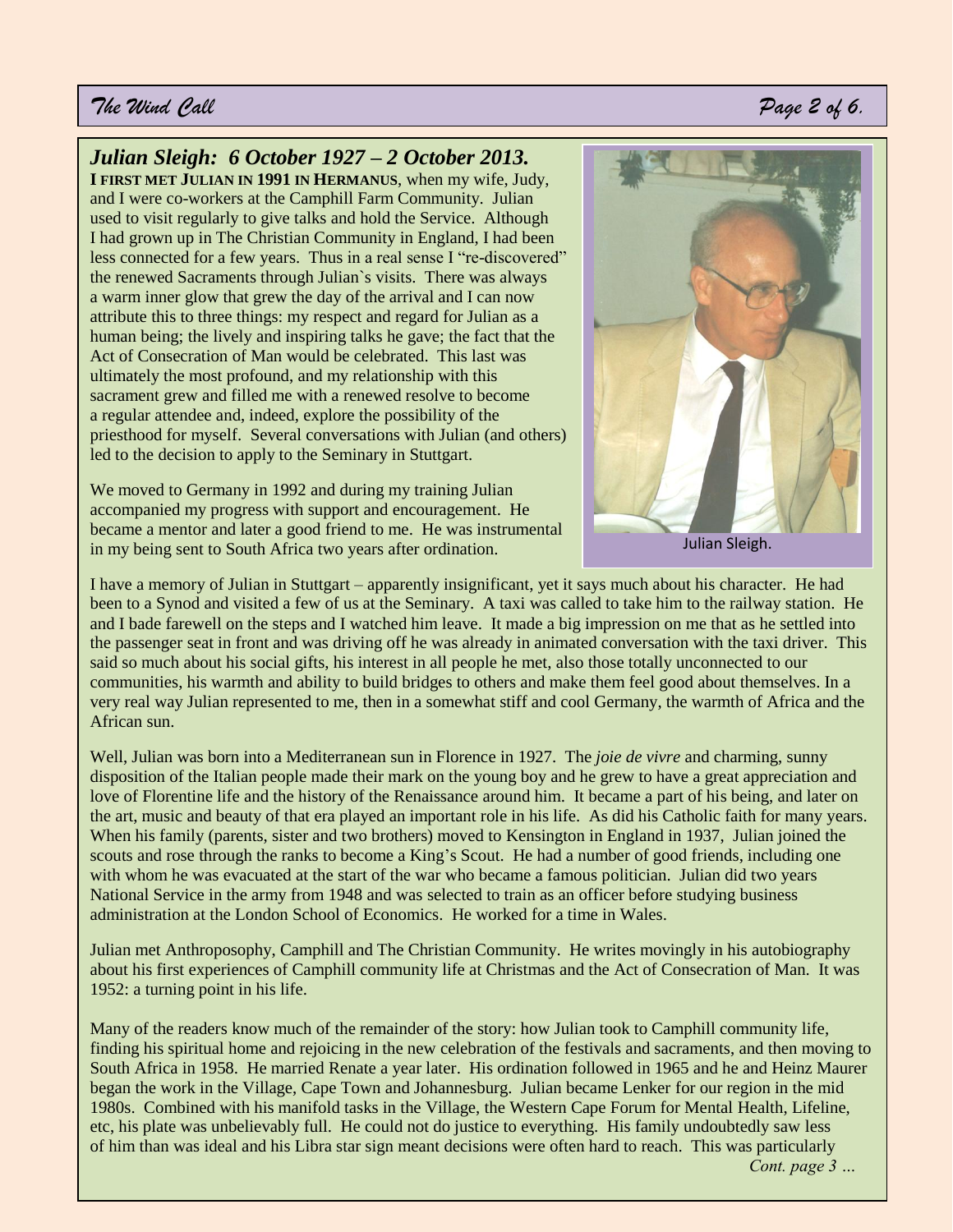## *Julian Sleigh: 6 October 1927 – 2 October 2013.*

**I FIRST MET JULIAN IN 1991 IN HERMANUS**, when my wife, Judy, and I were co-workers at the Camphill Farm Community. Julian used to visit regularly to give talks and hold the Service. Although I had grown up in The Christian Community in England, I had been less connected for a few years. Thus in a real sense I "re-discovered" the renewed Sacraments through Julian`s visits. There was always a warm inner glow that grew the day of the arrival and I can now attribute this to three things: my respect and regard for Julian as a human being; the lively and inspiring talks he gave; the fact that the Act of Consecration of Man would be celebrated. This last was ultimately the most profound, and my relationship with this sacrament grew and filled me with a renewed resolve to become a regular attendee and, indeed, explore the possibility of the priesthood for myself. Several conversations with Julian (and others) led to the decision to apply to the Seminary in Stuttgart.

We moved to Germany in 1992 and during my training Julian accompanied my progress with support and encouragement. He became a mentor and later a good friend to me. He was instrumental in my being sent to South Africa two years after ordination.

Julian Sleigh.

I have a memory of Julian in Stuttgart – apparently insignificant, yet it says much about his character. He had been to a Synod and visited a few of us at the Seminary. A taxi was called to take him to the railway station. He and I bade farewell on the steps and I watched him leave. It made a big impression on me that as he settled into the passenger seat in front and was driving off he was already in animated conversation with the taxi driver. This said so much about his social gifts, his interest in all people he met, also those totally unconnected to our communities, his warmth and ability to build bridges to others and make them feel good about themselves. In a very real way Julian represented to me, then in a somewhat stiff and cool Germany, the warmth of Africa and the African sun.

Well, Julian was born into a Mediterranean sun in Florence in 1927. The *joie de vivre* and charming, sunny disposition of the Italian people made their mark on the young boy and he grew to have a great appreciation and love of Florentine life and the history of the Renaissance around him. It became a part of his being, and later on the art, music and beauty of that era played an important role in his life. As did his Catholic faith for many years. When his family (parents, sister and two brothers) moved to Kensington in England in 1937, Julian joined the scouts and rose through the ranks to become a King's Scout. He had a number of good friends, including one with whom he was evacuated at the start of the war who became a famous politician. Julian did two years National Service in the army from 1948 and was selected to train as an officer before studying business administration at the London School of Economics. He worked for a time in Wales.

Julian met Anthroposophy, Camphill and The Christian Community. He writes movingly in his autobiography about his first experiences of Camphill community life at Christmas and the Act of Consecration of Man. It was 1952: a turning point in his life.

Many of the readers know much of the remainder of the story: how Julian took to Camphill community life, finding his spiritual home and rejoicing in the new celebration of the festivals and sacraments, and then moving to South Africa in 1958. He married Renate a year later. His ordination followed in 1965 and he and Heinz Maurer began the work in the Village, Cape Town and Johannesburg. Julian became Lenker for our region in the mid 1980s. Combined with his manifold tasks in the Village, the Western Cape Forum for Mental Health, Lifeline, etc, his plate was unbelievably full. He could not do justice to everything. His family undoubtedly saw less of him than was ideal and his Libra star sign meant decisions were often hard to reach. This was particularly

*Cont. page 3 …*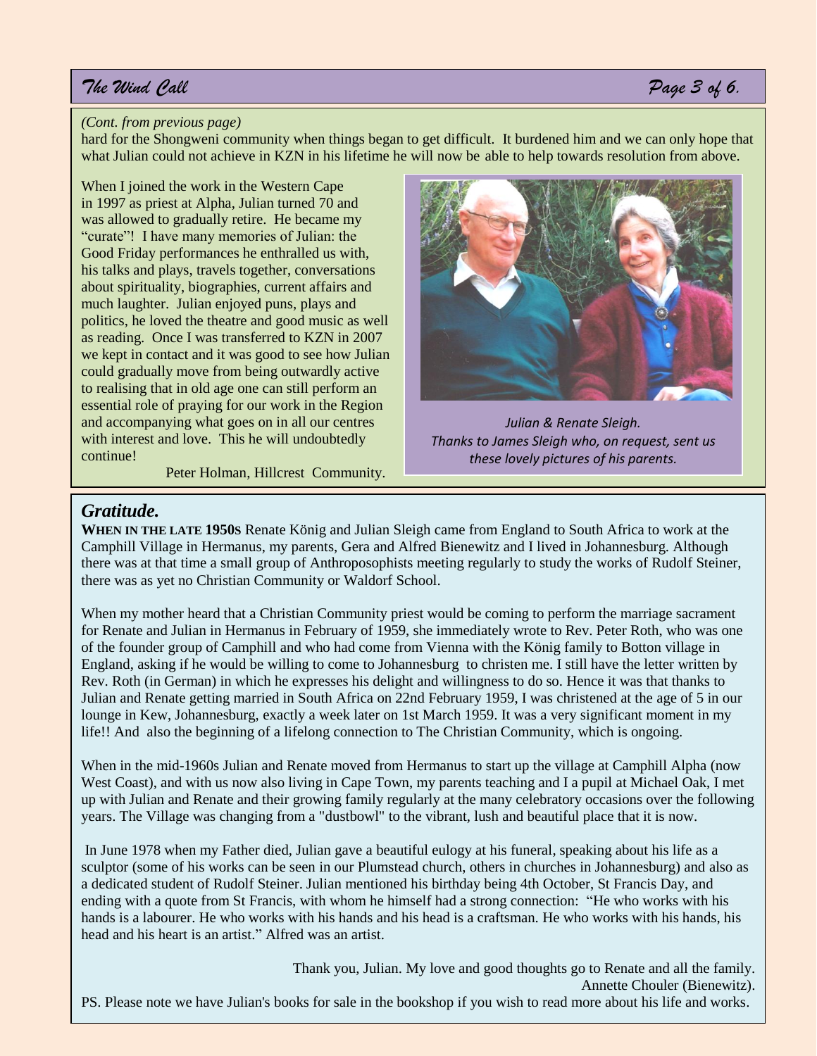*(Cont. from previous page)*
hard for the Shongweni community when things began to get difficult. It burdened him and we can only hope that what Julian could not achieve in KZN in his lifetime he will now be able to help towards resolution from above.

When I joined the work in the Western Cape in 1997 as priest at Alpha, Julian turned 70 and was allowed to gradually retire. He became my "curate"! I have many memories of Julian: the Good Friday performances he enthralled us with, his talks and plays, travels together, conversations about spirituality, biographies, current affairs and much laughter. Julian enjoyed puns, plays and politics, he loved the theatre and good music as well as reading. Once I was transferred to KZN in 2007 we kept in contact and it was good to see how Julian could gradually move from being outwardly active to realising that in old age one can still perform an essential role of praying for our work in the Region and accompanying what goes on in all our centres with interest and love. This he will undoubtedly continue!

Peter Holman, Hillcrest Community.

*Julian & Renate Sleigh.*
*Thanks to James Sleigh who, on request, sent us these lovely pictures of his parents.*

## Gratitude.

**WHEN IN THE LATE 1950S** Renate König and Julian Sleigh came from England to South Africa to work at the Camphill Village in Hermanus, my parents, Gera and Alfred Bienewitz and I lived in Johannesburg. Although there was at that time a small group of Anthroposophists meeting regularly to study the works of Rudolf Steiner, there was as yet no Christian Community or Waldorf School.

When my mother heard that a Christian Community priest would be coming to perform the marriage sacrament for Renate and Julian in Hermanus in February of 1959, she immediately wrote to Rev. Peter Roth, who was one of the founder group of Camphill and who had come from Vienna with the König family to Botton village in England, asking if he would be willing to come to Johannesburg to christen me. I still have the letter written by Rev. Roth (in German) in which he expresses his delight and willingness to do so. Hence it was that thanks to Julian and Renate getting married in South Africa on 22nd February 1959, I was christened at the age of 5 in our lounge in Kew, Johannesburg, exactly a week later on 1st March 1959. It was a very significant moment in my life!! And also the beginning of a lifelong connection to The Christian Community, which is ongoing.

When in the mid-1960s Julian and Renate moved from Hermanus to start up the village at Camphill Alpha (now West Coast), and with us now also living in Cape Town, my parents teaching and I a pupil at Michael Oak, I met up with Julian and Renate and their growing family regularly at the many celebratory occasions over the following years. The Village was changing from a "dustbowl" to the vibrant, lush and beautiful place that it is now.

In June 1978 when my Father died, Julian gave a beautiful eulogy at his funeral, speaking about his life as a sculptor (some of his works can be seen in our Plumstead church, others in churches in Johannesburg) and also as a dedicated student of Rudolf Steiner. Julian mentioned his birthday being 4th October, St Francis Day, and ending with a quote from St Francis, with whom he himself had a strong connection: "He who works with his hands is a labourer. He who works with his hands and his head is a craftsman. He who works with his hands, his head and his heart is an artist." Alfred was an artist.

Thank you, Julian. My love and good thoughts go to Renate and all the family.
Annette Chouler (Bienewitz).

PS. Please note we have Julian's books for sale in the bookshop if you wish to read more about his life and works.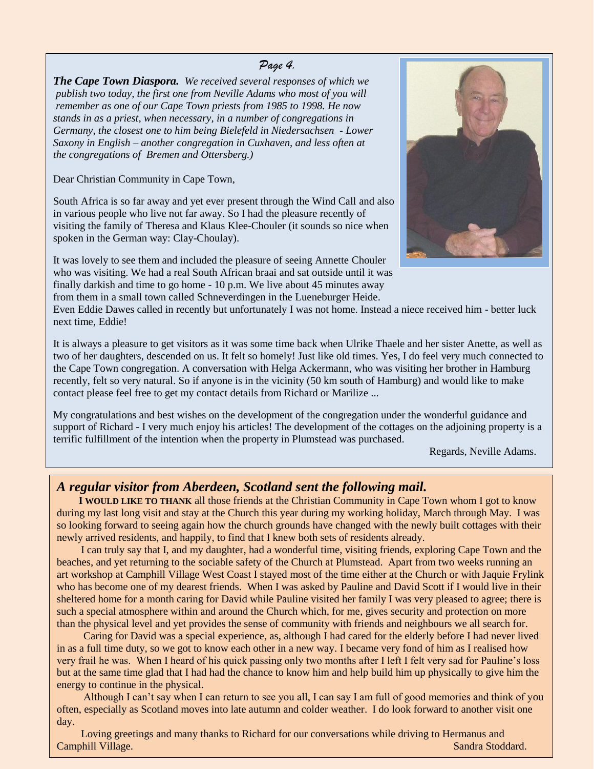***The Cape Town Diaspora.*** *We received several responses of which we publish two today, the first one from Neville Adams who most of you will remember as one of our Cape Town priests from 1985 to 1998. He now stands in as a priest, when necessary, in a number of congregations in Germany, the closest one to him being Bielefeld in Niedersachsen - Lower Saxony in English – another congregation in Cuxhaven, and less often at the congregations of Bremen and Ottersberg.)*

Dear Christian Community in Cape Town,

South Africa is so far away and yet ever present through the Wind Call and also in various people who live not far away. So I had the pleasure recently of visiting the family of Theresa and Klaus Klee-Chouler (it sounds so nice when spoken in the German way: Clay-Choulay).

It was lovely to see them and included the pleasure of seeing Annette Chouler who was visiting. We had a real South African braai and sat outside until it was finally darkish and time to go home - 10 p.m. We live about 45 minutes away from them in a small town called Schneverdingen in the Lueneburger Heide. Even Eddie Dawes called in recently but unfortunately I was not home. Instead a niece received him - better luck next time, Eddie!

It is always a pleasure to get visitors as it was some time back when Ulrike Thaele and her sister Anette, as well as two of her daughters, descended on us. It felt so homely! Just like old times. Yes, I do feel very much connected to the Cape Town congregation. A conversation with Helga Ackermann, who was visiting her brother in Hamburg recently, felt so very natural. So if anyone is in the vicinity (50 km south of Hamburg) and would like to make contact please feel free to get my contact details from Richard or Marilize ...

My congratulations and best wishes on the development of the congregation under the wonderful guidance and support of Richard - I very much enjoy his articles! The development of the cottages on the adjoining property is a terrific fulfillment of the intention when the property in Plumstead was purchased.

Regards, Neville Adams.

## *A regular visitor from Aberdeen, Scotland sent the following mail.*

**I WOULD LIKE TO THANK** all those friends at the Christian Community in Cape Town whom I got to know during my last long visit and stay at the Church this year during my working holiday, March through May. I was so looking forward to seeing again how the church grounds have changed with the newly built cottages with their newly arrived residents, and happily, to find that I knew both sets of residents already.

I can truly say that I, and my daughter, had a wonderful time, visiting friends, exploring Cape Town and the beaches, and yet returning to the sociable safety of the Church at Plumstead. Apart from two weeks running an art workshop at Camphill Village West Coast I stayed most of the time either at the Church or with Jaquie Frylink who has become one of my dearest friends. When I was asked by Pauline and David Scott if I would live in their sheltered home for a month caring for David while Pauline visited her family I was very pleased to agree; there is such a special atmosphere within and around the Church which, for me, gives security and protection on more than the physical level and yet provides the sense of community with friends and neighbours we all search for.

Caring for David was a special experience, as, although I had cared for the elderly before I had never lived in as a full time duty, so we got to know each other in a new way. I became very fond of him as I realised how very frail he was. When I heard of his quick passing only two months after I left I felt very sad for Pauline's loss but at the same time glad that I had had the chance to know him and help build him up physically to give him the energy to continue in the physical.

Although I can't say when I can return to see you all, I can say I am full of good memories and think of you often, especially as Scotland moves into late autumn and colder weather. I do look forward to another visit one day.

Loving greetings and many thanks to Richard for our conversations while driving to Hermanus and Camphill Village.

Sandra Stoddard.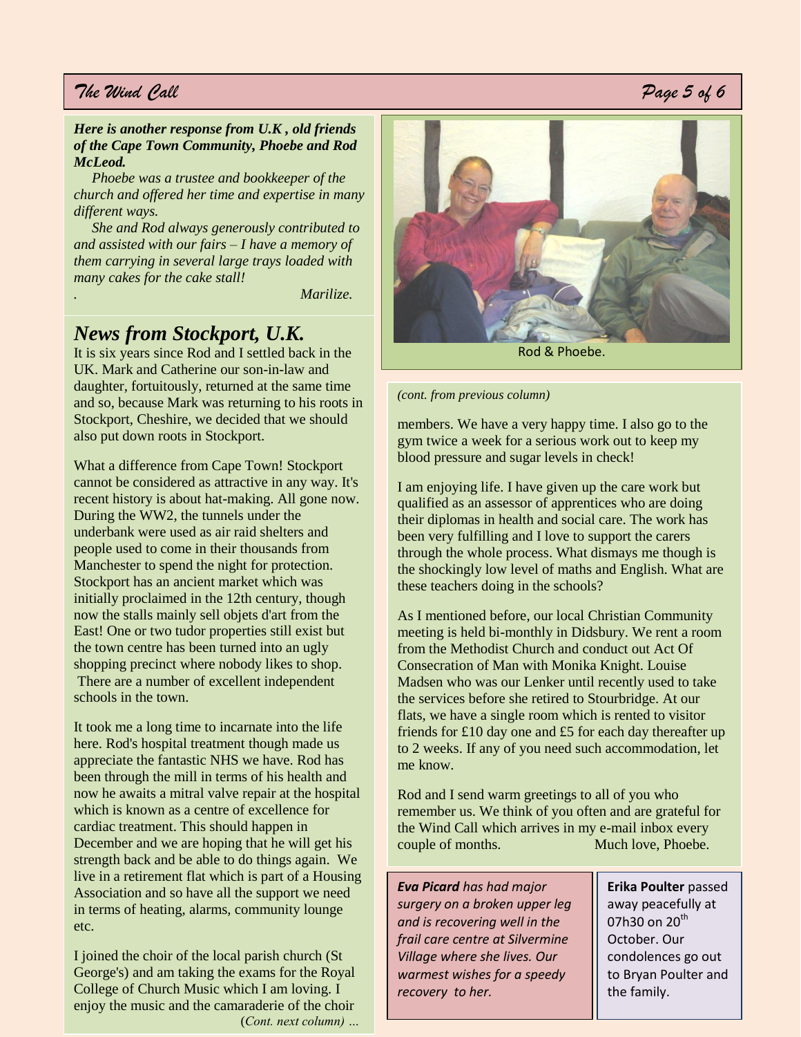*Here is another response from U.K , old friends of the Cape Town Community, Phoebe and Rod McLeod.*

*Phoebe was a trustee and bookkeeper of the church and offered her time and expertise in many different ways.*

*She and Rod always generously contributed to and assisted with our fairs – I have a memory of them carrying in several large trays loaded with many cakes for the cake stall!*

*Marilize.*

## News from Stockport, U.K.

It is six years since Rod and I settled back in the UK. Mark and Catherine our son-in-law and daughter, fortuitously, returned at the same time and so, because Mark was returning to his roots in Stockport, Cheshire, we decided that we should also put down roots in Stockport.

What a difference from Cape Town! Stockport cannot be considered as attractive in any way. It's recent history is about hat-making. All gone now. During the WW2, the tunnels under the underbank were used as air raid shelters and people used to come in their thousands from Manchester to spend the night for protection. Stockport has an ancient market which was initially proclaimed in the 12th century, though now the stalls mainly sell objets d'art from the East! One or two tudor properties still exist but the town centre has been turned into an ugly shopping precinct where nobody likes to shop. There are a number of excellent independent schools in the town.

It took me a long time to incarnate into the life here. Rod's hospital treatment though made us appreciate the fantastic NHS we have. Rod has been through the mill in terms of his health and now he awaits a mitral valve repair at the hospital which is known as a centre of excellence for cardiac treatment. This should happen in December and we are hoping that he will get his strength back and be able to do things again. We live in a retirement flat which is part of a Housing Association and so have all the support we need in terms of heating, alarms, community lounge etc.

I joined the choir of the local parish church (St George's) and am taking the exams for the Royal College of Church Music which I am loving. I enjoy the music and the camaraderie of the choir members. We have a very happy time. I also go to the gym twice a week for a serious work out to keep my blood pressure and sugar levels in check!

Rod & Phoebe.

I am enjoying life. I have given up the care work but qualified as an assessor of apprentices who are doing their diplomas in health and social care. The work has been very fulfilling and I love to support the carers through the whole process. What dismays me though is the shockingly low level of maths and English. What are these teachers doing in the schools?

As I mentioned before, our local Christian Community meeting is held bi-monthly in Didsbury. We rent a room from the Methodist Church and conduct out Act Of Consecration of Man with Monika Knight. Louise Madsen who was our Lenker until recently used to take the services before she retired to Stourbridge. At our flats, we have a single room which is rented to visitor friends for £10 day one and £5 for each day thereafter up to 2 weeks. If any of you need such accommodation, let me know.

Rod and I send warm greetings to all of you who remember us. We think of you often and are grateful for the Wind Call which arrives in my e-mail inbox every couple of months.

Much love, Phoebe.

***Eva Picard*** *has had major surgery on a broken upper leg and is recovering well in the frail care centre at Silvermine Village where she lives. Our warmest wishes for a speedy recovery to her.*

**Erika Poulter** passed away peacefully at 07h30 on 20th October. Our condolences go out to Bryan Poulter and the family.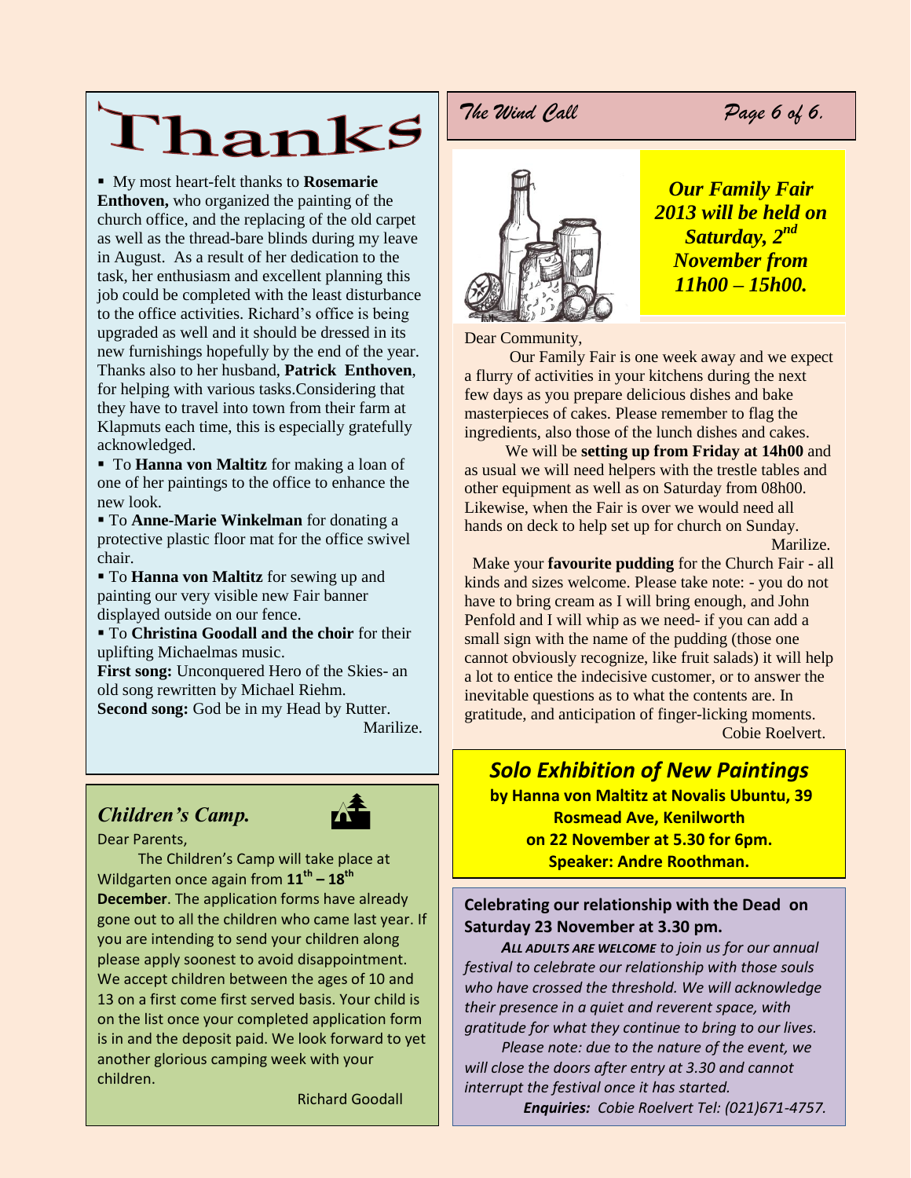# Thanks

- My most heart-felt thanks to **Rosemarie Enthoven,** who organized the painting of the church office, and the replacing of the old carpet as well as the thread-bare blinds during my leave in August. As a result of her dedication to the task, her enthusiasm and excellent planning this job could be completed with the least disturbance to the office activities. Richard's office is being upgraded as well and it should be dressed in its new furnishings hopefully by the end of the year. Thanks also to her husband, **Patrick Enthoven**, for helping with various tasks.Considering that they have to travel into town from their farm at Klapmuts each time, this is especially gratefully acknowledged.
- To **Hanna von Maltitz** for making a loan of one of her paintings to the office to enhance the new look.
- To **Anne-Marie Winkelman** for donating a protective plastic floor mat for the office swivel chair.
- To **Hanna von Maltitz** for sewing up and painting our very visible new Fair banner displayed outside on our fence.
- To **Christina Goodall and the choir** for their uplifting Michaelmas music.

**First song:** Unconquered Hero of the Skies- an old song rewritten by Michael Riehm.
**Second song:** God be in my Head by Rutter.

Marilize.

## *Children's Camp.*

Dear Parents,

The Children's Camp will take place at Wildgarten once again from **11th – 18th December**. The application forms have already gone out to all the children who came last year. If you are intending to send your children along please apply soonest to avoid disappointment. We accept children between the ages of 10 and 13 on a first come first served basis. Your child is on the list once your completed application form is in and the deposit paid. We look forward to yet another glorious camping week with your children.

Richard Goodall

## ***Our Family Fair 2013 will be held on Saturday, 2nd November from 11h00 – 15h00.***

Dear Community,

Our Family Fair is one week away and we expect a flurry of activities in your kitchens during the next few days as you prepare delicious dishes and bake masterpieces of cakes. Please remember to flag the ingredients, also those of the lunch dishes and cakes.

We will be **setting up from Friday at 14h00** and as usual we will need helpers with the trestle tables and other equipment as well as on Saturday from 08h00. Likewise, when the Fair is over we would need all hands on deck to help set up for church on Sunday.

Marilize.

Make your **favourite pudding** for the Church Fair - all kinds and sizes welcome. Please take note: - you do not have to bring cream as I will bring enough, and John Penfold and I will whip as we need- if you can add a small sign with the name of the pudding (those one cannot obviously recognize, like fruit salads) it will help a lot to entice the indecisive customer, or to answer the inevitable questions as to what the contents are. In gratitude, and anticipation of finger-licking moments.

Cobie Roelvert.

## *Solo Exhibition of New Paintings*

**by Hanna von Maltitz at Novalis Ubuntu, 39 Rosmead Ave, Kenilworth on 22 November at 5.30 for 6pm. Speaker: Andre Roothman.**

### Celebrating our relationship with the Dead on Saturday 23 November at 3.30 pm.

***ALL ADULTS ARE WELCOME*** *to join us for our annual festival to celebrate our relationship with those souls who have crossed the threshold. We will acknowledge their presence in a quiet and reverent space, with gratitude for what they continue to bring to our lives.*

*Please note: due to the nature of the event, we will close the doors after entry at 3.30 and cannot interrupt the festival once it has started.*

***Enquiries:*** *Cobie Roelvert Tel: (021)671-4757.*